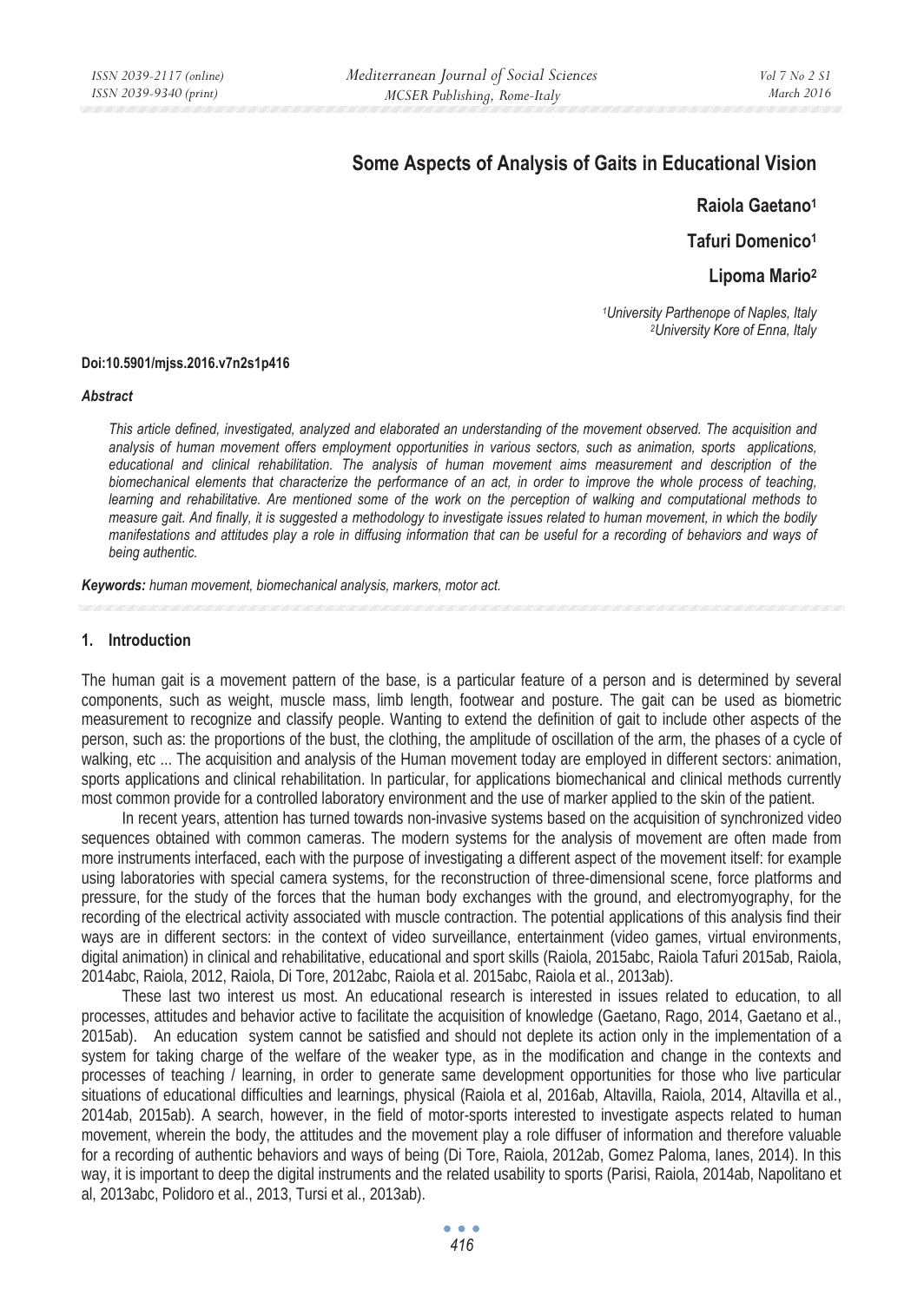# Some Aspects of Analysis of Gaits in Educational Vision

**Raiola Gaetano**[1]

**Tafuri Domenico**[1]

**Lipoma Mario**[2]

*[1]University Parthenope of Naples, Italy*
*[2]University Kore of Enna, Italy*

**Doi:10.5901/mjss.2016.v7n2s1p416**

***Abstract***

*This article defined, investigated, analyzed and elaborated an understanding of the movement observed. The acquisition and analysis of human movement offers employment opportunities in various sectors, such as animation, sports applications, educational and clinical rehabilitation. The analysis of human movement aims measurement and description of the biomechanical elements that characterize the performance of an act, in order to improve the whole process of teaching, learning and rehabilitative. Are mentioned some of the work on the perception of walking and computational methods to measure gait. And finally, it is suggested a methodology to investigate issues related to human movement, in which the bodily manifestations and attitudes play a role in diffusing information that can be useful for a recording of behaviors and ways of being authentic.*

***Keywords:*** *human movement, biomechanical analysis, markers, motor act.*

## 1. Introduction

The human gait is a movement pattern of the base, is a particular feature of a person and is determined by several components, such as weight, muscle mass, limb length, footwear and posture. The gait can be used as biometric measurement to recognize and classify people. Wanting to extend the definition of gait to include other aspects of the person, such as: the proportions of the bust, the clothing, the amplitude of oscillation of the arm, the phases of a cycle of walking, etc ... The acquisition and analysis of the Human movement today are employed in different sectors: animation, sports applications and clinical rehabilitation. In particular, for applications biomechanical and clinical methods currently most common provide for a controlled laboratory environment and the use of marker applied to the skin of the patient.

In recent years, attention has turned towards non-invasive systems based on the acquisition of synchronized video sequences obtained with common cameras. The modern systems for the analysis of movement are often made from more instruments interfaced, each with the purpose of investigating a different aspect of the movement itself: for example using laboratories with special camera systems, for the reconstruction of three-dimensional scene, force platforms and pressure, for the study of the forces that the human body exchanges with the ground, and electromyography, for the recording of the electrical activity associated with muscle contraction. The potential applications of this analysis find their ways are in different sectors: in the context of video surveillance, entertainment (video games, virtual environments, digital animation) in clinical and rehabilitative, educational and sport skills (Raiola, 2015abc, Raiola Tafuri 2015ab, Raiola, 2014abc, Raiola, 2012, Raiola, Di Tore, 2012abc, Raiola et al. 2015abc, Raiola et al., 2013ab).

These last two interest us most. An educational research is interested in issues related to education, to all processes, attitudes and behavior active to facilitate the acquisition of knowledge (Gaetano, Rago, 2014, Gaetano et al., 2015ab). An education system cannot be satisfied and should not deplete its action only in the implementation of a system for taking charge of the welfare of the weaker type, as in the modification and change in the contexts and processes of teaching / learning, in order to generate same development opportunities for those who live particular situations of educational difficulties and learnings, physical (Raiola et al, 2016ab, Altavilla, Raiola, 2014, Altavilla et al., 2014ab, 2015ab). A search, however, in the field of motor-sports interested to investigate aspects related to human movement, wherein the body, the attitudes and the movement play a role diffuser of information and therefore valuable for a recording of authentic behaviors and ways of being (Di Tore, Raiola, 2012ab, Gomez Paloma, Ianes, 2014). In this way, it is important to deep the digital instruments and the related usability to sports (Parisi, Raiola, 2014ab, Napolitano et al, 2013abc, Polidoro et al., 2013, Tursi et al., 2013ab).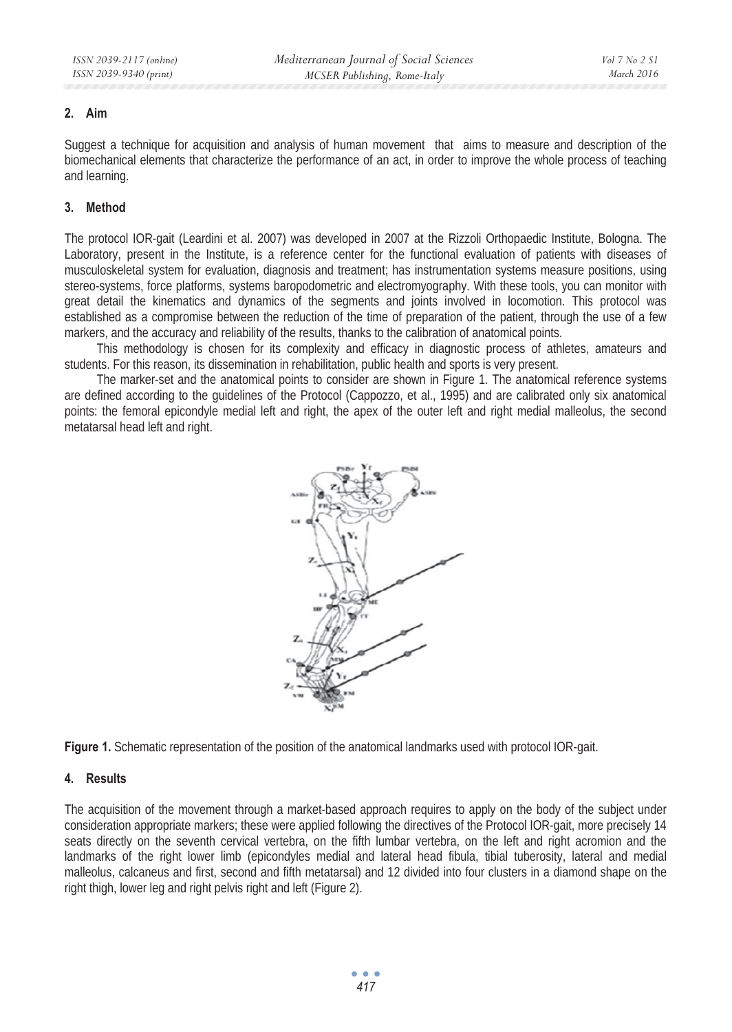## 2. Aim

Suggest a technique for acquisition and analysis of human movement that aims to measure and description of the biomechanical elements that characterize the performance of an act, in order to improve the whole process of teaching and learning.

## 3. Method

The protocol IOR-gait (Leardini et al. 2007) was developed in 2007 at the Rizzoli Orthopaedic Institute, Bologna. The Laboratory, present in the Institute, is a reference center for the functional evaluation of patients with diseases of musculoskeletal system for evaluation, diagnosis and treatment; has instrumentation systems measure positions, using stereo-systems, force platforms, systems baropodometric and electromyography. With these tools, you can monitor with great detail the kinematics and dynamics of the segments and joints involved in locomotion. This protocol was established as a compromise between the reduction of the time of preparation of the patient, through the use of a few markers, and the accuracy and reliability of the results, thanks to the calibration of anatomical points.

This methodology is chosen for its complexity and efficacy in diagnostic process of athletes, amateurs and students. For this reason, its dissemination in rehabilitation, public health and sports is very present.

The marker-set and the anatomical points to consider are shown in Figure 1. The anatomical reference systems are defined according to the guidelines of the Protocol (Cappozzo, et al., 1995) and are calibrated only six anatomical points: the femoral epicondyle medial left and right, the apex of the outer left and right medial malleolus, the second metatarsal head left and right.

**Figure 1.** Schematic representation of the position of the anatomical landmarks used with protocol IOR-gait.

## 4. Results

The acquisition of the movement through a market-based approach requires to apply on the body of the subject under consideration appropriate markers; these were applied following the directives of the Protocol IOR-gait, more precisely 14 seats directly on the seventh cervical vertebra, on the fifth lumbar vertebra, on the left and right acromion and the landmarks of the right lower limb (epicondyles medial and lateral head fibula, tibial tuberosity, lateral and medial malleolus, calcaneus and first, second and fifth metatarsal) and 12 divided into four clusters in a diamond shape on the right thigh, lower leg and right pelvis right and left (Figure 2).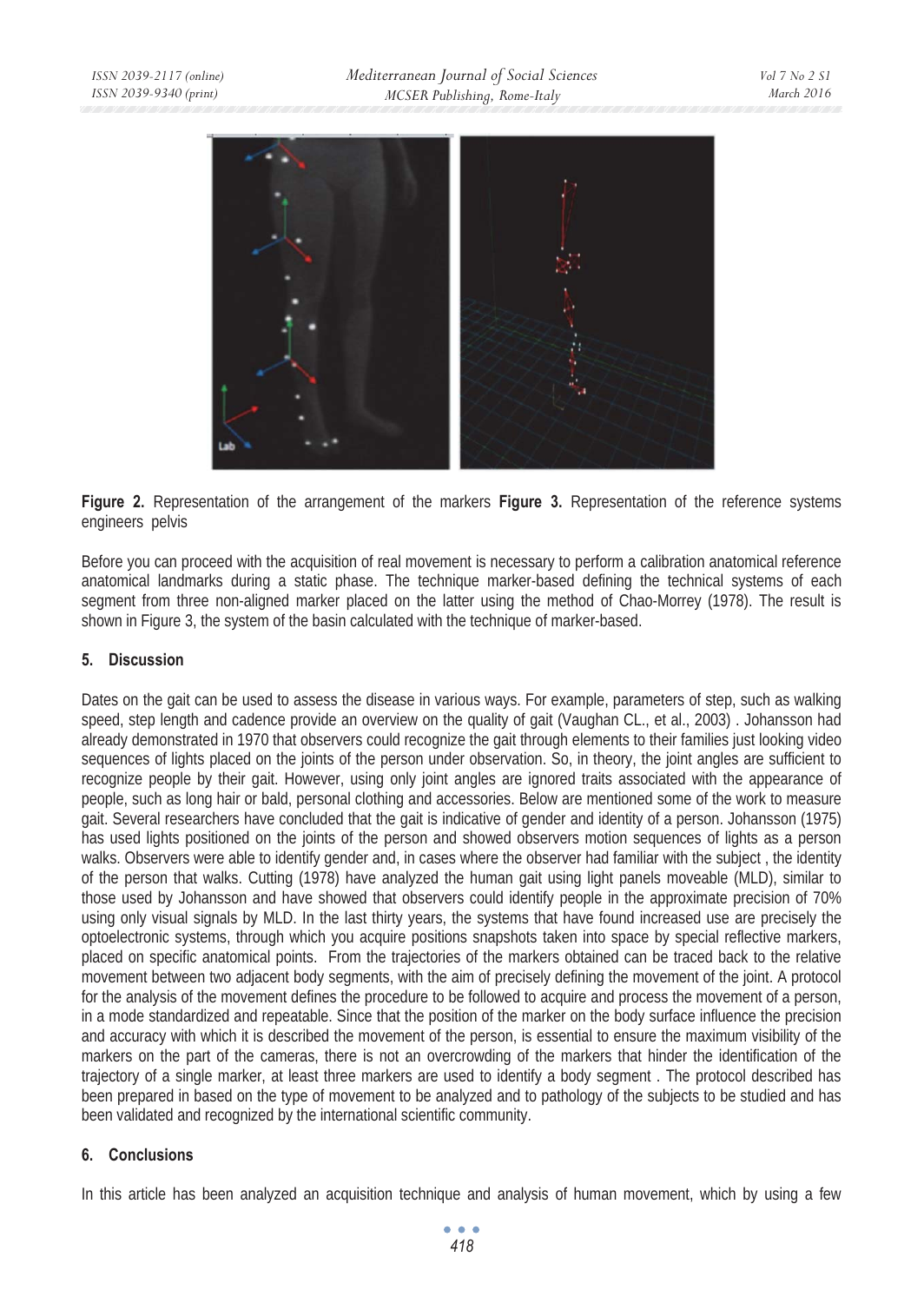**Figure 2.** Representation of the arrangement of the markers **Figure 3.** Representation of the reference systems engineers pelvis

Before you can proceed with the acquisition of real movement is necessary to perform a calibration anatomical reference anatomical landmarks during a static phase. The technique marker-based defining the technical systems of each segment from three non-aligned marker placed on the latter using the method of Chao-Morrey (1978). The result is shown in Figure 3, the system of the basin calculated with the technique of marker-based.

## 5. Discussion

Dates on the gait can be used to assess the disease in various ways. For example, parameters of step, such as walking speed, step length and cadence provide an overview on the quality of gait (Vaughan CL., et al., 2003) . Johansson had already demonstrated in 1970 that observers could recognize the gait through elements to their families just looking video sequences of lights placed on the joints of the person under observation. So, in theory, the joint angles are sufficient to recognize people by their gait. However, using only joint angles are ignored traits associated with the appearance of people, such as long hair or bald, personal clothing and accessories. Below are mentioned some of the work to measure gait. Several researchers have concluded that the gait is indicative of gender and identity of a person. Johansson (1975) has used lights positioned on the joints of the person and showed observers motion sequences of lights as a person walks. Observers were able to identify gender and, in cases where the observer had familiar with the subject , the identity of the person that walks. Cutting (1978) have analyzed the human gait using light panels moveable (MLD), similar to those used by Johansson and have showed that observers could identify people in the approximate precision of 70% using only visual signals by MLD. In the last thirty years, the systems that have found increased use are precisely the optoelectronic systems, through which you acquire positions snapshots taken into space by special reflective markers, placed on specific anatomical points. From the trajectories of the markers obtained can be traced back to the relative movement between two adjacent body segments, with the aim of precisely defining the movement of the joint. A protocol for the analysis of the movement defines the procedure to be followed to acquire and process the movement of a person, in a mode standardized and repeatable. Since that the position of the marker on the body surface influence the precision and accuracy with which it is described the movement of the person, is essential to ensure the maximum visibility of the markers on the part of the cameras, there is not an overcrowding of the markers that hinder the identification of the trajectory of a single marker, at least three markers are used to identify a body segment . The protocol described has been prepared in based on the type of movement to be analyzed and to pathology of the subjects to be studied and has been validated and recognized by the international scientific community.

## 6. Conclusions

In this article has been analyzed an acquisition technique and analysis of human movement, which by using a few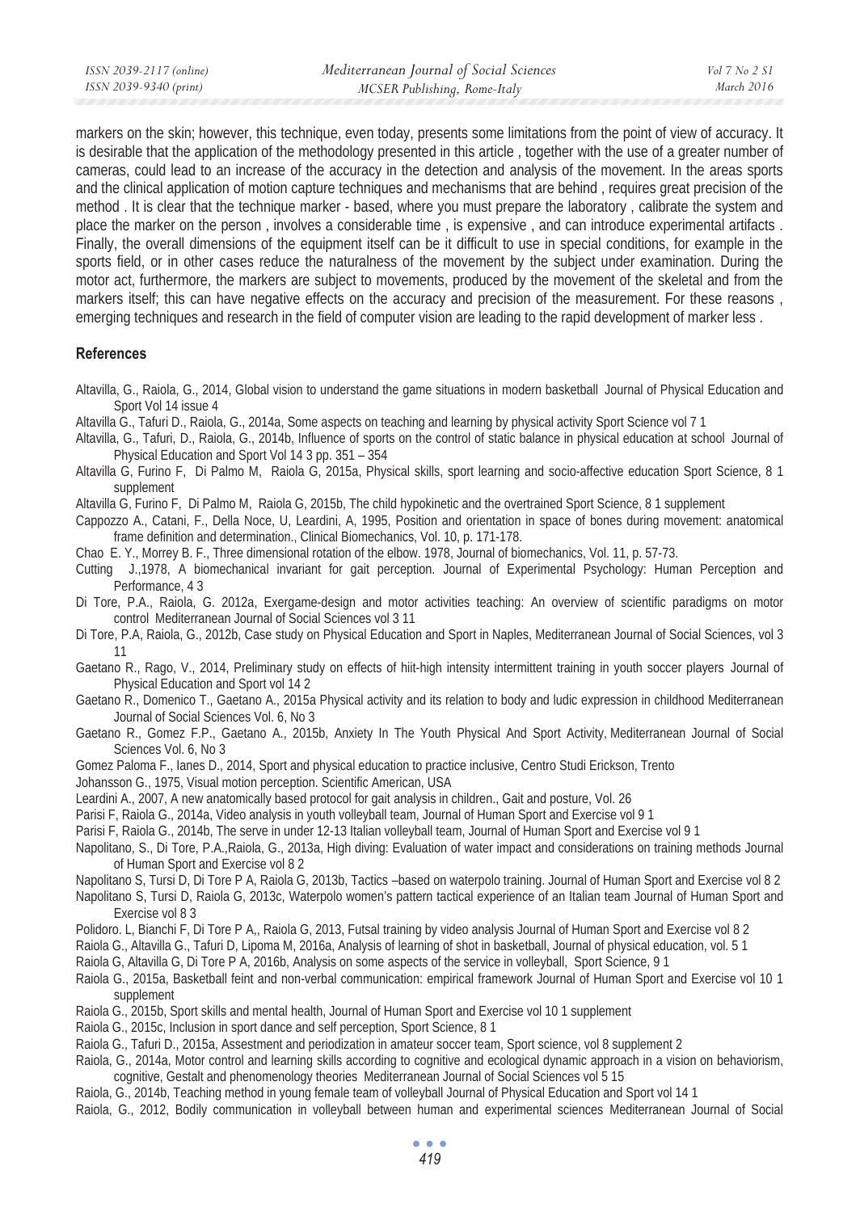markers on the skin; however, this technique, even today, presents some limitations from the point of view of accuracy. It is desirable that the application of the methodology presented in this article , together with the use of a greater number of cameras, could lead to an increase of the accuracy in the detection and analysis of the movement. In the areas sports and the clinical application of motion capture techniques and mechanisms that are behind , requires great precision of the method . It is clear that the technique marker - based, where you must prepare the laboratory , calibrate the system and place the marker on the person , involves a considerable time , is expensive , and can introduce experimental artifacts . Finally, the overall dimensions of the equipment itself can be it difficult to use in special conditions, for example in the sports field, or in other cases reduce the naturalness of the movement by the subject under examination. During the motor act, furthermore, the markers are subject to movements, produced by the movement of the skeletal and from the markers itself; this can have negative effects on the accuracy and precision of the measurement. For these reasons , emerging techniques and research in the field of computer vision are leading to the rapid development of marker less .

## References

Altavilla, G., Raiola, G., 2014, Global vision to understand the game situations in modern basketball Journal of Physical Education and Sport Vol 14 issue 4

Altavilla G., Tafuri D., Raiola, G., 2014a, Some aspects on teaching and learning by physical activity Sport Science vol 7 1

Altavilla, G., Tafuri, D., Raiola, G., 2014b, Influence of sports on the control of static balance in physical education at school Journal of Physical Education and Sport Vol 14 3 pp. 351 – 354

Altavilla G, Furino F, Di Palmo M, Raiola G, 2015a, Physical skills, sport learning and socio-affective education Sport Science, 8 1 supplement

Altavilla G, Furino F, Di Palmo M, Raiola G, 2015b, The child hypokinetic and the overtrained Sport Science, 8 1 supplement

Cappozzo A., Catani, F., Della Noce, U, Leardini, A, 1995, Position and orientation in space of bones during movement: anatomical frame definition and determination., Clinical Biomechanics, Vol. 10, p. 171-178.

Chao E. Y., Morrey B. F., Three dimensional rotation of the elbow. 1978, Journal of biomechanics, Vol. 11, p. 57-73.

Cutting J.,1978, A biomechanical invariant for gait perception. Journal of Experimental Psychology: Human Perception and Performance, 4 3

Di Tore, P.A., Raiola, G. 2012a, Exergame-design and motor activities teaching: An overview of scientific paradigms on motor control Mediterranean Journal of Social Sciences vol 3 11

Di Tore, P.A, Raiola, G., 2012b, Case study on Physical Education and Sport in Naples, Mediterranean Journal of Social Sciences, vol 3 11

Gaetano R., Rago, V., 2014, Preliminary study on effects of hiit-high intensity intermittent training in youth soccer players Journal of Physical Education and Sport vol 14 2

Gaetano R., Domenico T., Gaetano A., 2015a Physical activity and its relation to body and ludic expression in childhood Mediterranean Journal of Social Sciences Vol. 6, No 3

Gaetano R., Gomez F.P., Gaetano A., 2015b, Anxiety In The Youth Physical And Sport Activity, Mediterranean Journal of Social Sciences Vol. 6, No 3

Gomez Paloma F., Ianes D., 2014, Sport and physical education to practice inclusive, Centro Studi Erickson, Trento

Johansson G., 1975, Visual motion perception. Scientific American, USA

Leardini A., 2007, A new anatomically based protocol for gait analysis in children., Gait and posture, Vol. 26

Parisi F, Raiola G., 2014a, Video analysis in youth volleyball team, Journal of Human Sport and Exercise vol 9 1

Parisi F, Raiola G., 2014b, The serve in under 12-13 Italian volleyball team, Journal of Human Sport and Exercise vol 9 1

Napolitano, S., Di Tore, P.A.,Raiola, G., 2013a, High diving: Evaluation of water impact and considerations on training methods Journal of Human Sport and Exercise vol 8 2

Napolitano S, Tursi D, Di Tore P A, Raiola G, 2013b, Tactics –based on waterpolo training. Journal of Human Sport and Exercise vol 8 2

Napolitano S, Tursi D, Raiola G, 2013c, Waterpolo women's pattern tactical experience of an Italian team Journal of Human Sport and Exercise vol 8 3

Polidoro. L, Bianchi F, Di Tore P A,, Raiola G, 2013, Futsal training by video analysis Journal of Human Sport and Exercise vol 8 2

Raiola G., Altavilla G., Tafuri D, Lipoma M, 2016a, Analysis of learning of shot in basketball, Journal of physical education, vol. 5 1

Raiola G, Altavilla G, Di Tore P A, 2016b, Analysis on some aspects of the service in volleyball, Sport Science, 9 1

Raiola G., 2015a, Basketball feint and non-verbal communication: empirical framework Journal of Human Sport and Exercise vol 10 1 supplement

Raiola G., 2015b, Sport skills and mental health, Journal of Human Sport and Exercise vol 10 1 supplement

Raiola G., 2015c, Inclusion in sport dance and self perception, Sport Science, 8 1

Raiola G., Tafuri D., 2015a, Assessment and periodization in amateur soccer team, Sport science, vol 8 supplement 2

Raiola, G., 2014a, Motor control and learning skills according to cognitive and ecological dynamic approach in a vision on behaviorism, cognitive, Gestalt and phenomenology theories Mediterranean Journal of Social Sciences vol 5 15

Raiola, G., 2014b, Teaching method in young female team of volleyball Journal of Physical Education and Sport vol 14 1

Raiola, G., 2012, Bodily communication in volleyball between human and experimental sciences Mediterranean Journal of Social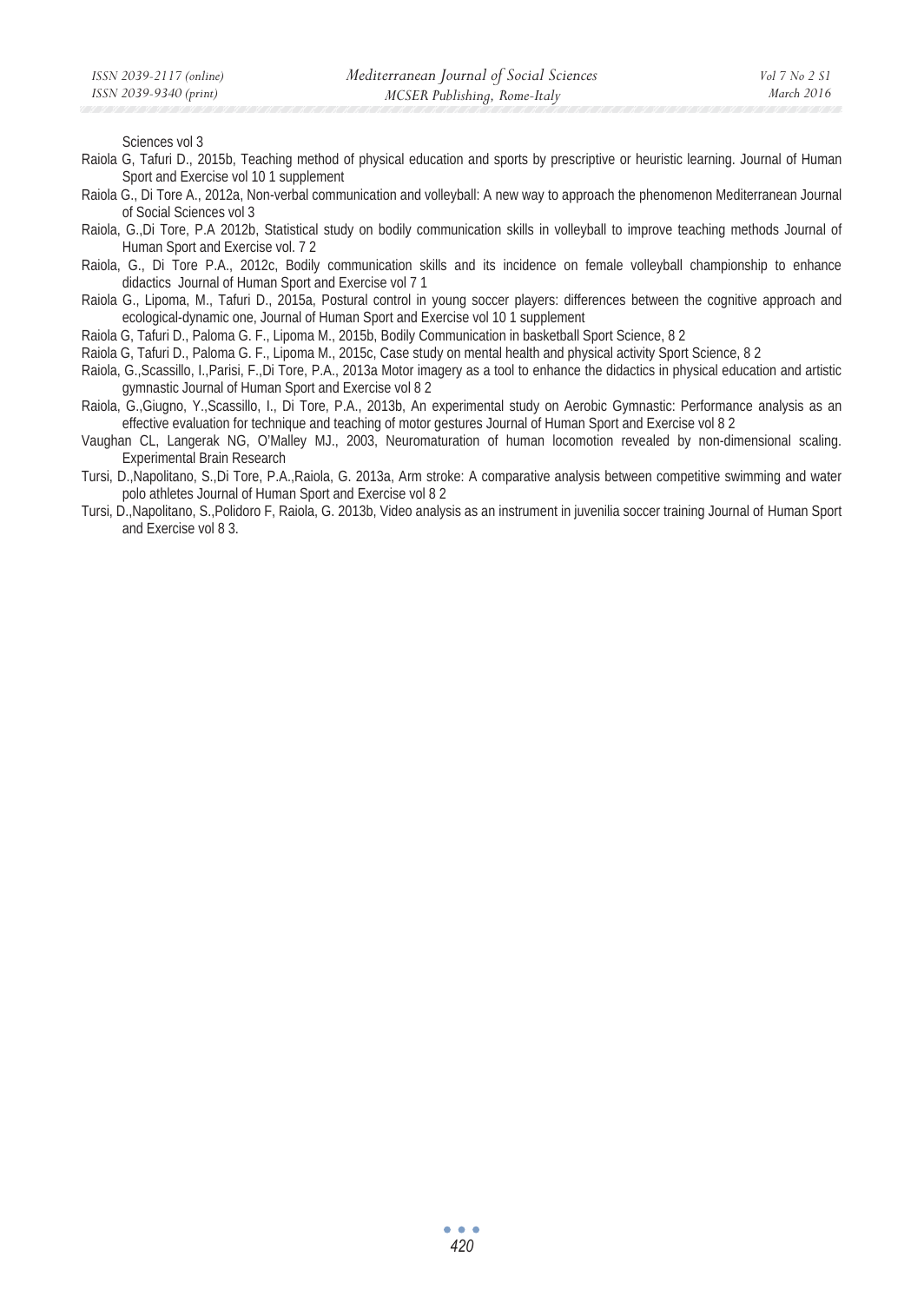Sciences vol 3

Raiola G, Tafuri D., 2015b, Teaching method of physical education and sports by prescriptive or heuristic learning. Journal of Human Sport and Exercise vol 10 1 supplement

Raiola G., Di Tore A., 2012a, Non-verbal communication and volleyball: A new way to approach the phenomenon Mediterranean Journal of Social Sciences vol 3

Raiola, G.,Di Tore, P.A 2012b, Statistical study on bodily communication skills in volleyball to improve teaching methods Journal of Human Sport and Exercise vol. 7 2

Raiola, G., Di Tore P.A., 2012c, Bodily communication skills and its incidence on female volleyball championship to enhance didactics Journal of Human Sport and Exercise vol 7 1

Raiola G., Lipoma, M., Tafuri D., 2015a, Postural control in young soccer players: differences between the cognitive approach and ecological-dynamic one, Journal of Human Sport and Exercise vol 10 1 supplement

Raiola G, Tafuri D., Paloma G. F., Lipoma M., 2015b, Bodily Communication in basketball Sport Science, 8 2

Raiola G, Tafuri D., Paloma G. F., Lipoma M., 2015c, Case study on mental health and physical activity Sport Science, 8 2

Raiola, G.,Scassillo, I.,Parisi, F.,Di Tore, P.A., 2013a Motor imagery as a tool to enhance the didactics in physical education and artistic gymnastic Journal of Human Sport and Exercise vol 8 2

Raiola, G.,Giugno, Y.,Scassillo, I., Di Tore, P.A., 2013b, An experimental study on Aerobic Gymnastic: Performance analysis as an effective evaluation for technique and teaching of motor gestures Journal of Human Sport and Exercise vol 8 2

Vaughan CL, Langerak NG, O'Malley MJ., 2003, Neuromaturation of human locomotion revealed by non-dimensional scaling. Experimental Brain Research

Tursi, D.,Napolitano, S.,Di Tore, P.A.,Raiola, G. 2013a, Arm stroke: A comparative analysis between competitive swimming and water polo athletes Journal of Human Sport and Exercise vol 8 2

Tursi, D.,Napolitano, S.,Polidoro F, Raiola, G. 2013b, Video analysis as an instrument in juvenilia soccer training Journal of Human Sport and Exercise vol 8 3.